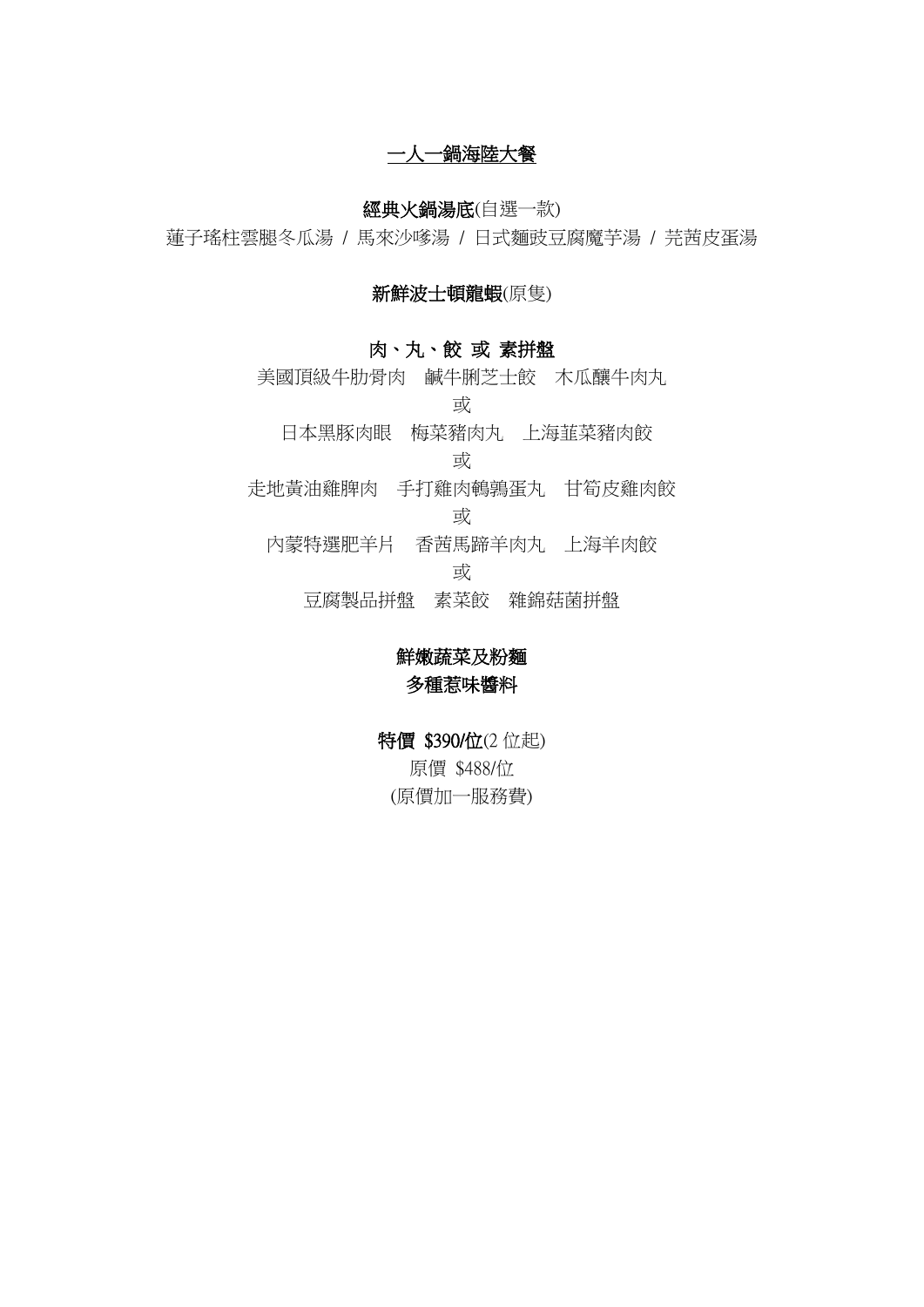# <u>一人一鍋海陸大餐</u>

**經典火鍋湯底**(自選一款)

蓮子瑤柱雲腿冬瓜湯 / 馬來沙嗲湯 / 日式麵豉豆腐魔芋湯 / 芫茜皮蛋湯

**新鮮波士頓龍蝦**(原隻)

**肉、丸、餃 或 素拼盤**

美國頂級牛肋骨肉　鹹牛脷芝士餃　木瓜釀牛肉丸

或

日本黑豚肉眼　梅菜豬肉丸　上海韮菜豬肉餃

或

走地黃油雞脾肉　手打雞肉鵪鶉蛋丸　甘筍皮雞肉餃

或

內蒙特選肥羊片　香茜馬蹄羊肉丸　上海羊肉餃

或

豆腐製品拼盤　素菜餃　雜錦菇菌拼盤

**鮮嫩蔬菜及粉麵**

**多種惹味醬料**

**特價 $390/位**(2 位起)

原價 $488/位

(原價加一服務費)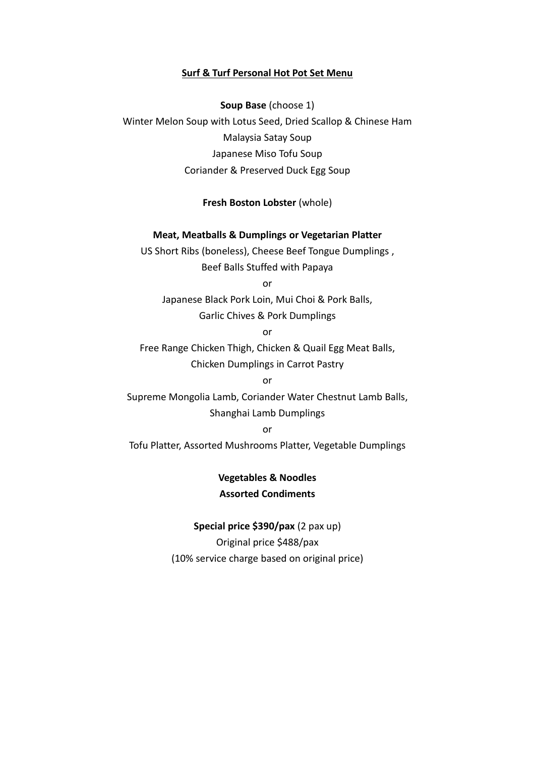## Surf & Turf Personal Hot Pot Set Menu

**Soup Base** (choose 1)

Winter Melon Soup with Lotus Seed, Dried Scallop & Chinese Ham

Malaysia Satay Soup

Japanese Miso Tofu Soup

Coriander & Preserved Duck Egg Soup

**Fresh Boston Lobster** (whole)

**Meat, Meatballs & Dumplings or Vegetarian Platter**

US Short Ribs (boneless), Cheese Beef Tongue Dumplings ,
Beef Balls Stuffed with Papaya

or

Japanese Black Pork Loin, Mui Choi & Pork Balls,
Garlic Chives & Pork Dumplings

or

Free Range Chicken Thigh, Chicken & Quail Egg Meat Balls,
Chicken Dumplings in Carrot Pastry

or

Supreme Mongolia Lamb, Coriander Water Chestnut Lamb Balls,
Shanghai Lamb Dumplings

or

Tofu Platter, Assorted Mushrooms Platter, Vegetable Dumplings

**Vegetables & Noodles**

**Assorted Condiments**

**Special price $390/pax** (2 pax up)

Original price $488/pax

(10% service charge based on original price)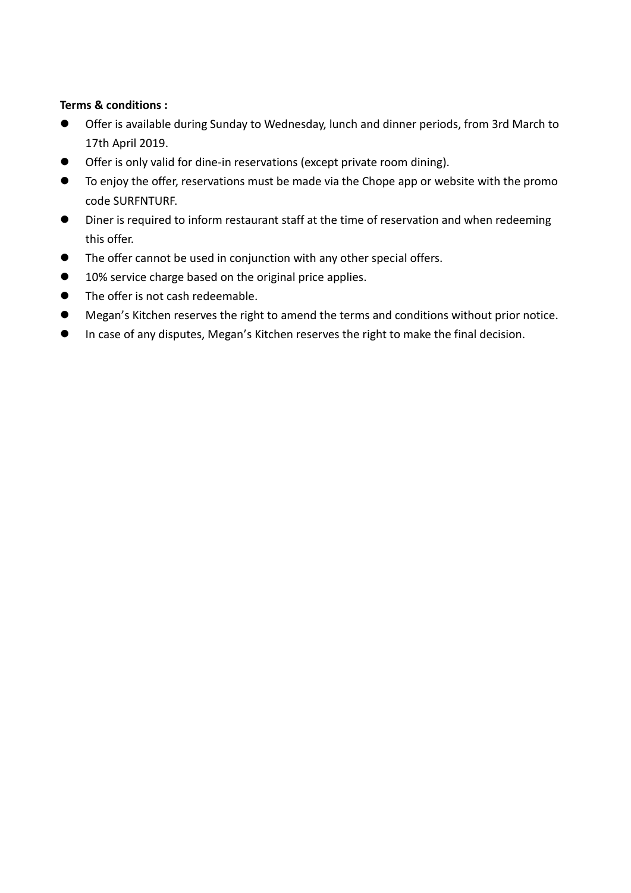**Terms & conditions :**

- Offer is available during Sunday to Wednesday, lunch and dinner periods, from 3rd March to 17th April 2019.
- Offer is only valid for dine-in reservations (except private room dining).
- To enjoy the offer, reservations must be made via the Chope app or website with the promo code SURFNTURF.
- Diner is required to inform restaurant staff at the time of reservation and when redeeming this offer.
- The offer cannot be used in conjunction with any other special offers.
- 10% service charge based on the original price applies.
- The offer is not cash redeemable.
- Megan's Kitchen reserves the right to amend the terms and conditions without prior notice.
- In case of any disputes, Megan's Kitchen reserves the right to make the final decision.